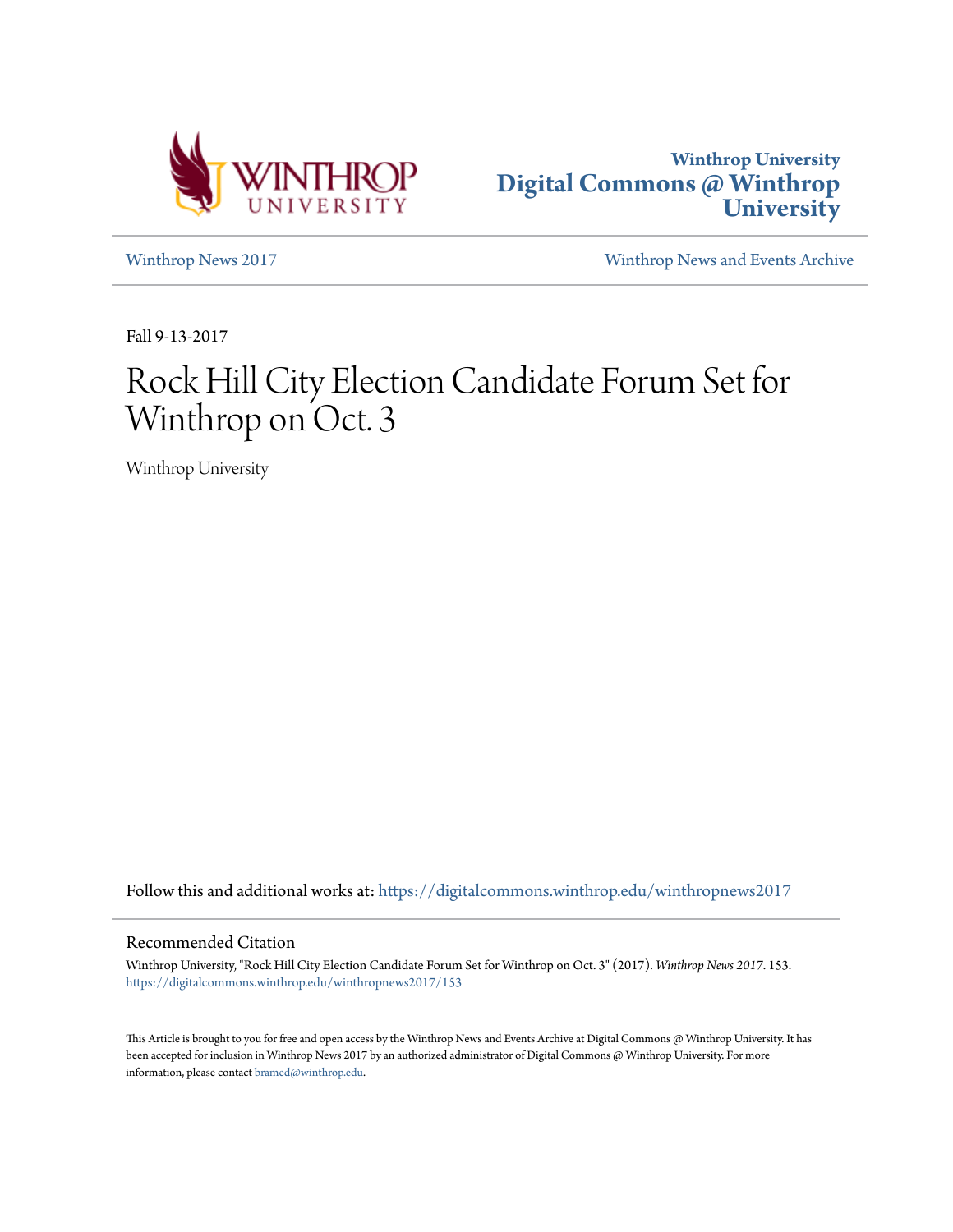Winthrop University
Digital Commons @ Winthrop University

Winthrop News 2017

Winthrop News and Events Archive

Fall 9-13-2017

# Rock Hill City Election Candidate Forum Set for Winthrop on Oct. 3

Winthrop University

Follow this and additional works at: https://digitalcommons.winthrop.edu/winthropnews2017

## Recommended Citation

Winthrop University, "Rock Hill City Election Candidate Forum Set for Winthrop on Oct. 3" (2017). *Winthrop News 2017*. 153.
https://digitalcommons.winthrop.edu/winthropnews2017/153

This Article is brought to you for free and open access by the Winthrop News and Events Archive at Digital Commons @ Winthrop University. It has been accepted for inclusion in Winthrop News 2017 by an authorized administrator of Digital Commons @ Winthrop University. For more information, please contact bramed@winthrop.edu.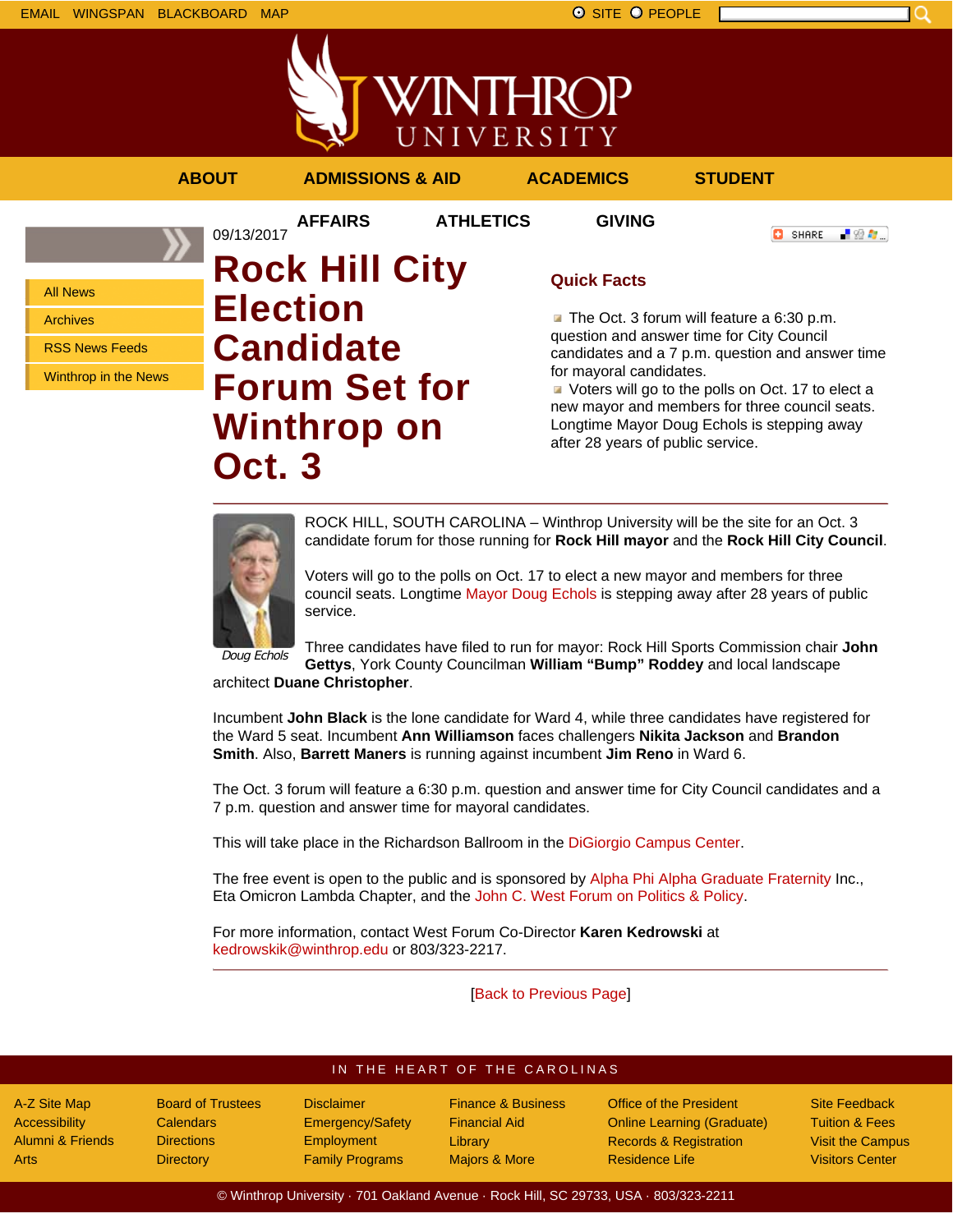EMAIL WINGSPAN BLACKBOARD MAP

SITE PEOPLE

WINTHROP UNIVERSITY

ABOUT ADMISSIONS & AID ACADEMICS STUDENT AFFAIRS ATHLETICS GIVING

- All News
- Archives
- RSS News Feeds
- Winthrop in the News

09/13/2017

# Rock Hill City Election Candidate Forum Set for Winthrop on Oct. 3

SHARE

## Quick Facts

- The Oct. 3 forum will feature a 6:30 p.m. question and answer time for City Council candidates and a 7 p.m. question and answer time for mayoral candidates.
- Voters will go to the polls on Oct. 17 to elect a new mayor and members for three council seats. Longtime Mayor Doug Echols is stepping away after 28 years of public service.

*Doug Echols*

ROCK HILL, SOUTH CAROLINA – Winthrop University will be the site for an Oct. 3 candidate forum for those running for **Rock Hill mayor** and the **Rock Hill City Council**.

Voters will go to the polls on Oct. 17 to elect a new mayor and members for three council seats. Longtime Mayor Doug Echols is stepping away after 28 years of public service.

Three candidates have filed to run for mayor: Rock Hill Sports Commission chair **John Gettys**, York County Councilman **William "Bump" Roddey** and local landscape architect **Duane Christopher**.

Incumbent **John Black** is the lone candidate for Ward 4, while three candidates have registered for the Ward 5 seat. Incumbent **Ann Williamson** faces challengers **Nikita Jackson** and **Brandon Smith**. Also, **Barrett Maners** is running against incumbent **Jim Reno** in Ward 6.

The Oct. 3 forum will feature a 6:30 p.m. question and answer time for City Council candidates and a 7 p.m. question and answer time for mayoral candidates.

This will take place in the Richardson Ballroom in the DiGiorgio Campus Center.

The free event is open to the public and is sponsored by Alpha Phi Alpha Graduate Fraternity Inc., Eta Omicron Lambda Chapter, and the John C. West Forum on Politics & Policy.

For more information, contact West Forum Co-Director **Karen Kedrowski** at kedrowskik@winthrop.edu or 803/323-2217.

[Back to Previous Page]

IN THE HEART OF THE CAROLINAS

A-Z Site Map
Accessibility
Alumni & Friends
Arts
Board of Trustees
Calendars
Directions
Directory
Disclaimer
Emergency/Safety
Employment
Family Programs
Finance & Business
Financial Aid
Library
Majors & More
Office of the President
Online Learning (Graduate)
Records & Registration
Residence Life
Site Feedback
Tuition & Fees
Visit the Campus
Visitors Center

© Winthrop University · 701 Oakland Avenue · Rock Hill, SC 29733, USA · 803/323-2211